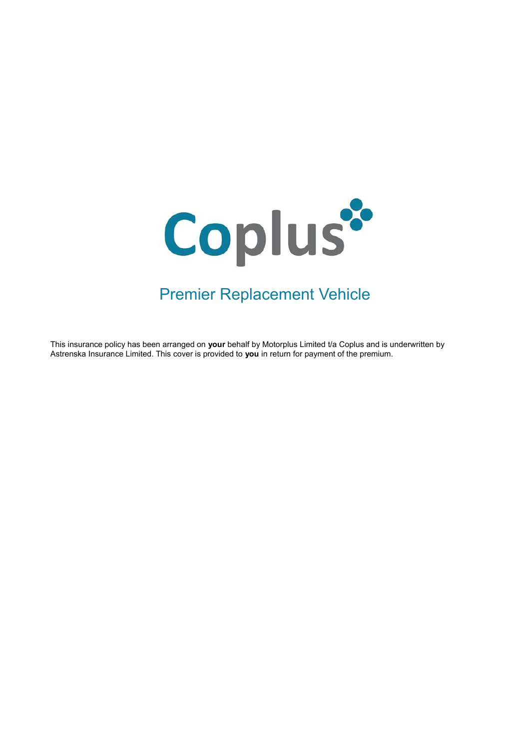# Coplus

## Premier Replacement Vehicle

This insurance policy has been arranged on **your** behalf by Motorplus Limited t/a Coplus and is underwritten by Astrenska Insurance Limited. This cover is provided to **you** in return for payment of the premium.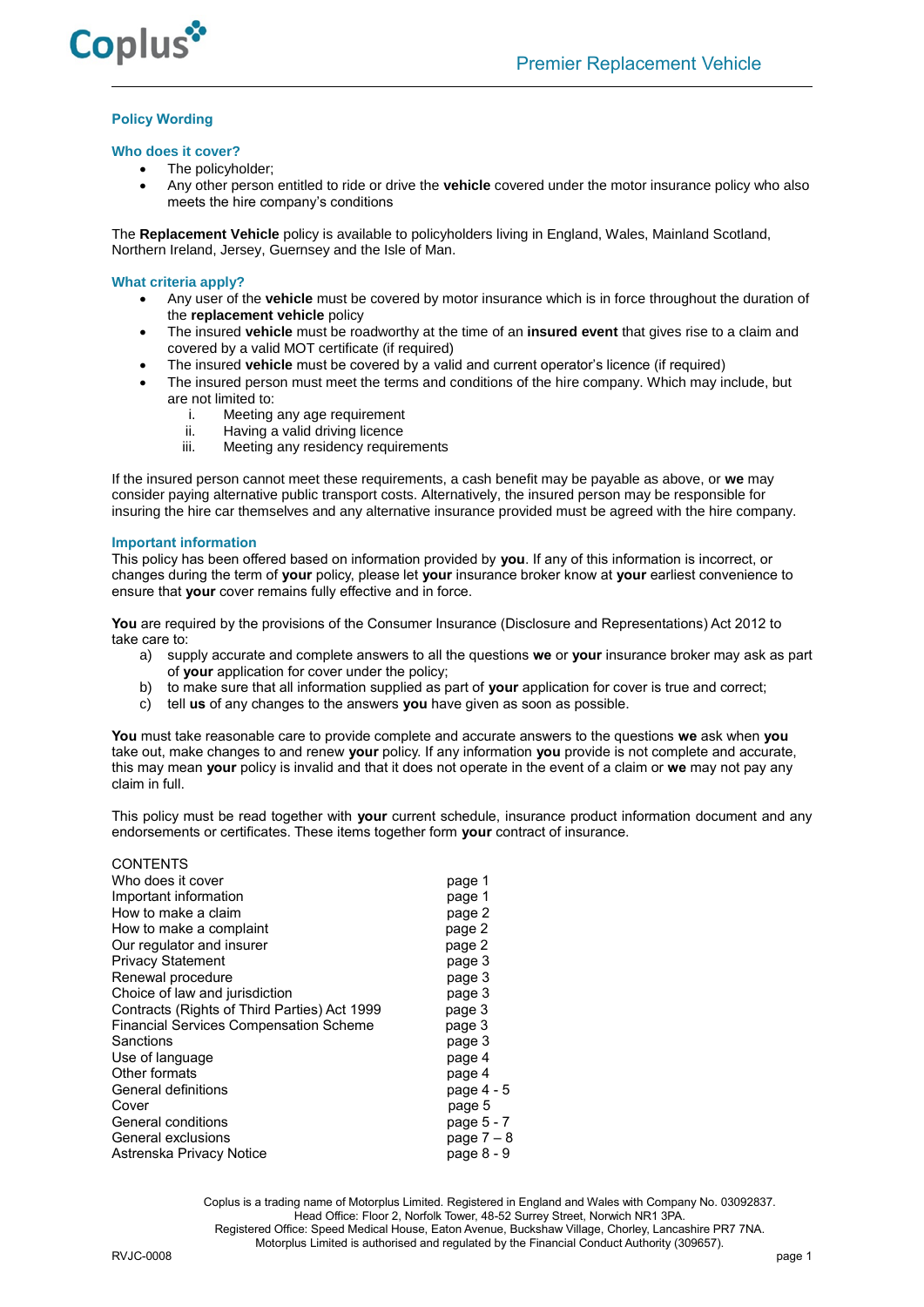## Policy Wording

### Who does it cover?

- The policyholder;
- Any other person entitled to ride or drive the **vehicle** covered under the motor insurance policy who also meets the hire company's conditions

The **Replacement Vehicle** policy is available to policyholders living in England, Wales, Mainland Scotland, Northern Ireland, Jersey, Guernsey and the Isle of Man.

### What criteria apply?

- Any user of the **vehicle** must be covered by motor insurance which is in force throughout the duration of the **replacement vehicle** policy
- The insured **vehicle** must be roadworthy at the time of an **insured event** that gives rise to a claim and covered by a valid MOT certificate (if required)
- The insured **vehicle** must be covered by a valid and current operator's licence (if required)
- The insured person must meet the terms and conditions of the hire company. Which may include, but are not limited to:
  1. Meeting any age requirement
  2. Having a valid driving licence
  3. Meeting any residency requirements

If the insured person cannot meet these requirements, a cash benefit may be payable as above, or **we** may consider paying alternative public transport costs. Alternatively, the insured person may be responsible for insuring the hire car themselves and any alternative insurance provided must be agreed with the hire company.

### Important information

This policy has been offered based on information provided by **you**. If any of this information is incorrect, or changes during the term of **your** policy, please let **your** insurance broker know at **your** earliest convenience to ensure that **your** cover remains fully effective and in force.

**You** are required by the provisions of the Consumer Insurance (Disclosure and Representations) Act 2012 to take care to:

a) supply accurate and complete answers to all the questions **we** or **your** insurance broker may ask as part of **your** application for cover under the policy;
b) to make sure that all information supplied as part of **your** application for cover is true and correct;
c) tell **us** of any changes to the answers **you** have given as soon as possible.

**You** must take reasonable care to provide complete and accurate answers to the questions **we** ask when **you** take out, make changes to and renew **your** policy. If any information **you** provide is not complete and accurate, this may mean **your** policy is invalid and that it does not operate in the event of a claim or **we** may not pay any claim in full.

This policy must be read together with **your** current schedule, insurance product information document and any endorsements or certificates. These items together form **your** contract of insurance.

CONTENTS

| | |
|---|---|
| Who does it cover | page 1 |
| Important information | page 1 |
| How to make a claim | page 2 |
| How to make a complaint | page 2 |
| Our regulator and insurer | page 2 |
| Privacy Statement | page 3 |
| Renewal procedure | page 3 |
| Choice of law and jurisdiction | page 3 |
| Contracts (Rights of Third Parties) Act 1999 | page 3 |
| Financial Services Compensation Scheme | page 3 |
| Sanctions | page 3 |
| Use of language | page 4 |
| Other formats | page 4 |
| General definitions | page 4 - 5 |
| Cover | page 5 |
| General conditions | page 5 - 7 |
| General exclusions | page 7 – 8 |
| Astrenska Privacy Notice | page 8 - 9 |

Coplus is a trading name of Motorplus Limited. Registered in England and Wales with Company No. 03092837.
Head Office: Floor 2, Norfolk Tower, 48-52 Surrey Street, Norwich NR1 3PA.
Registered Office: Speed Medical House, Eaton Avenue, Buckshaw Village, Chorley, Lancashire PR7 7NA.
Motorplus Limited is authorised and regulated by the Financial Conduct Authority (309657).

RVJC-0008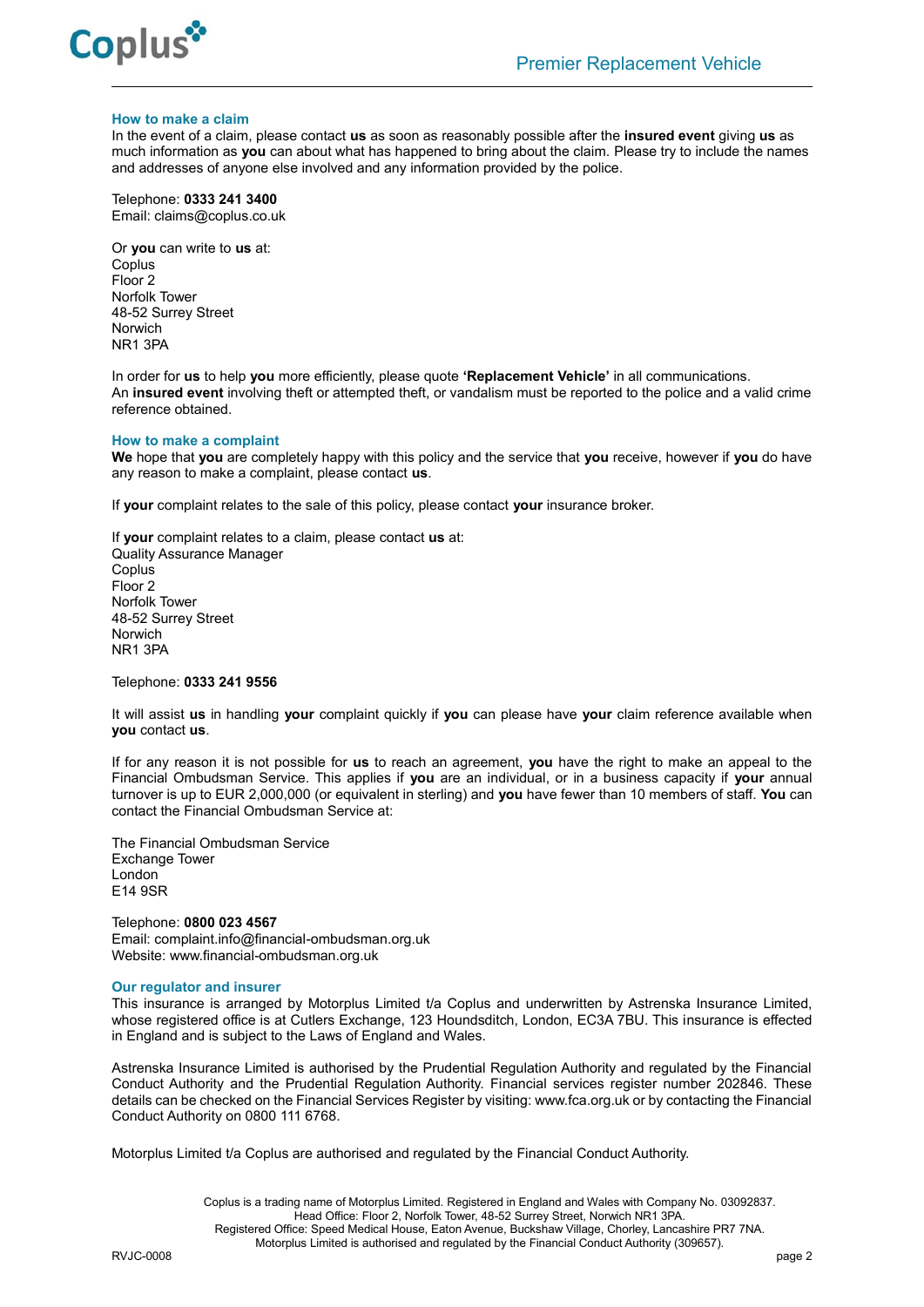## How to make a claim

In the event of a claim, please contact **us** as soon as reasonably possible after the **insured event** giving **us** as much information as **you** can about what has happened to bring about the claim. Please try to include the names and addresses of anyone else involved and any information provided by the police.

Telephone: **0333 241 3400**
Email: claims@coplus.co.uk

Or **you** can write to **us** at:
Coplus
Floor 2
Norfolk Tower
48-52 Surrey Street
Norwich
NR1 3PA

In order for **us** to help **you** more efficiently, please quote **'Replacement Vehicle'** in all communications.
An **insured event** involving theft or attempted theft, or vandalism must be reported to the police and a valid crime reference obtained.

## How to make a complaint

**We** hope that **you** are completely happy with this policy and the service that **you** receive, however if **you** do have any reason to make a complaint, please contact **us**.

If **your** complaint relates to the sale of this policy, please contact **your** insurance broker.

If **your** complaint relates to a claim, please contact **us** at:
Quality Assurance Manager
Coplus
Floor 2
Norfolk Tower
48-52 Surrey Street
Norwich
NR1 3PA

Telephone: **0333 241 9556**

It will assist **us** in handling **your** complaint quickly if **you** can please have **your** claim reference available when **you** contact **us**.

If for any reason it is not possible for **us** to reach an agreement, **you** have the right to make an appeal to the Financial Ombudsman Service. This applies if **you** are an individual, or in a business capacity if **your** annual turnover is up to EUR 2,000,000 (or equivalent in sterling) and **you** have fewer than 10 members of staff. **You** can contact the Financial Ombudsman Service at:

The Financial Ombudsman Service
Exchange Tower
London
E14 9SR

Telephone: **0800 023 4567**
Email: complaint.info@financial-ombudsman.org.uk
Website: www.financial-ombudsman.org.uk

## Our regulator and insurer

This insurance is arranged by Motorplus Limited t/a Coplus and underwritten by Astrenska Insurance Limited, whose registered office is at Cutlers Exchange, 123 Houndsditch, London, EC3A 7BU. This insurance is effected in England and is subject to the Laws of England and Wales.

Astrenska Insurance Limited is authorised by the Prudential Regulation Authority and regulated by the Financial Conduct Authority and the Prudential Regulation Authority. Financial services register number 202846. These details can be checked on the Financial Services Register by visiting: www.fca.org.uk or by contacting the Financial Conduct Authority on 0800 111 6768.

Motorplus Limited t/a Coplus are authorised and regulated by the Financial Conduct Authority.

Coplus is a trading name of Motorplus Limited. Registered in England and Wales with Company No. 03092837.
Head Office: Floor 2, Norfolk Tower, 48-52 Surrey Street, Norwich NR1 3PA.
Registered Office: Speed Medical House, Eaton Avenue, Buckshaw Village, Chorley, Lancashire PR7 7NA.
Motorplus Limited is authorised and regulated by the Financial Conduct Authority (309657).

RVJC-0008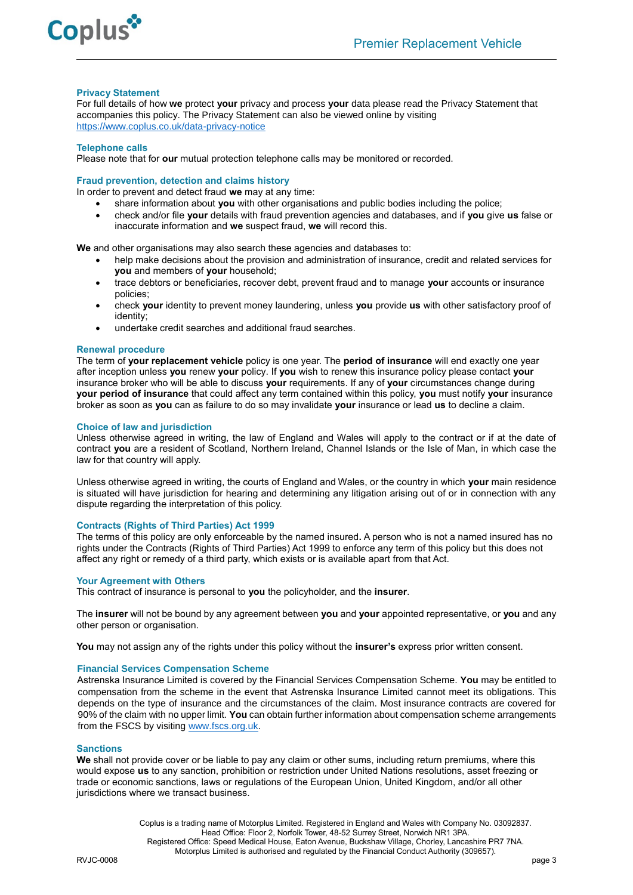### Privacy Statement

For full details of how **we** protect **your** privacy and process **your** data please read the Privacy Statement that accompanies this policy. The Privacy Statement can also be viewed online by visiting https://www.coplus.co.uk/data-privacy-notice

### Telephone calls

Please note that for **our** mutual protection telephone calls may be monitored or recorded.

### Fraud prevention, detection and claims history

In order to prevent and detect fraud **we** may at any time:

- share information about **you** with other organisations and public bodies including the police;
- check and/or file **your** details with fraud prevention agencies and databases, and if **you** give **us** false or inaccurate information and **we** suspect fraud, **we** will record this.

**We** and other organisations may also search these agencies and databases to:

- help make decisions about the provision and administration of insurance, credit and related services for **you** and members of **your** household;
- trace debtors or beneficiaries, recover debt, prevent fraud and to manage **your** accounts or insurance policies;
- check **your** identity to prevent money laundering, unless **you** provide **us** with other satisfactory proof of identity;
- undertake credit searches and additional fraud searches.

### Renewal procedure

The term of **your replacement vehicle** policy is one year. The **period of insurance** will end exactly one year after inception unless **you** renew **your** policy. If **you** wish to renew this insurance policy please contact **your** insurance broker who will be able to discuss **your** requirements. If any of **your** circumstances change during **your period of insurance** that could affect any term contained within this policy, **you** must notify **your** insurance broker as soon as **you** can as failure to do so may invalidate **your** insurance or lead **us** to decline a claim.

### Choice of law and jurisdiction

Unless otherwise agreed in writing, the law of England and Wales will apply to the contract or if at the date of contract **you** are a resident of Scotland, Northern Ireland, Channel Islands or the Isle of Man, in which case the law for that country will apply.

Unless otherwise agreed in writing, the courts of England and Wales, or the country in which **your** main residence is situated will have jurisdiction for hearing and determining any litigation arising out of or in connection with any dispute regarding the interpretation of this policy.

### Contracts (Rights of Third Parties) Act 1999

The terms of this policy are only enforceable by the named insured**.** A person who is not a named insured has no rights under the Contracts (Rights of Third Parties) Act 1999 to enforce any term of this policy but this does not affect any right or remedy of a third party, which exists or is available apart from that Act.

### Your Agreement with Others

This contract of insurance is personal to **you** the policyholder, and the **insurer**.

The **insurer** will not be bound by any agreement between **you** and **your** appointed representative, or **you** and any other person or organisation.

**You** may not assign any of the rights under this policy without the **insurer's** express prior written consent.

### Financial Services Compensation Scheme

Astrenska Insurance Limited is covered by the Financial Services Compensation Scheme. **You** may be entitled to compensation from the scheme in the event that Astrenska Insurance Limited cannot meet its obligations. This depends on the type of insurance and the circumstances of the claim. Most insurance contracts are covered for 90% of the claim with no upper limit. **You** can obtain further information about compensation scheme arrangements from the FSCS by visiting www.fscs.org.uk.

### Sanctions

**We** shall not provide cover or be liable to pay any claim or other sums, including return premiums, where this would expose **us** to any sanction, prohibition or restriction under United Nations resolutions, asset freezing or trade or economic sanctions, laws or regulations of the European Union, United Kingdom, and/or all other jurisdictions where we transact business.

Coplus is a trading name of Motorplus Limited. Registered in England and Wales with Company No. 03092837.
Head Office: Floor 2, Norfolk Tower, 48-52 Surrey Street, Norwich NR1 3PA.
Registered Office: Speed Medical House, Eaton Avenue, Buckshaw Village, Chorley, Lancashire PR7 7NA.
Motorplus Limited is authorised and regulated by the Financial Conduct Authority (309657).

RVJC-0008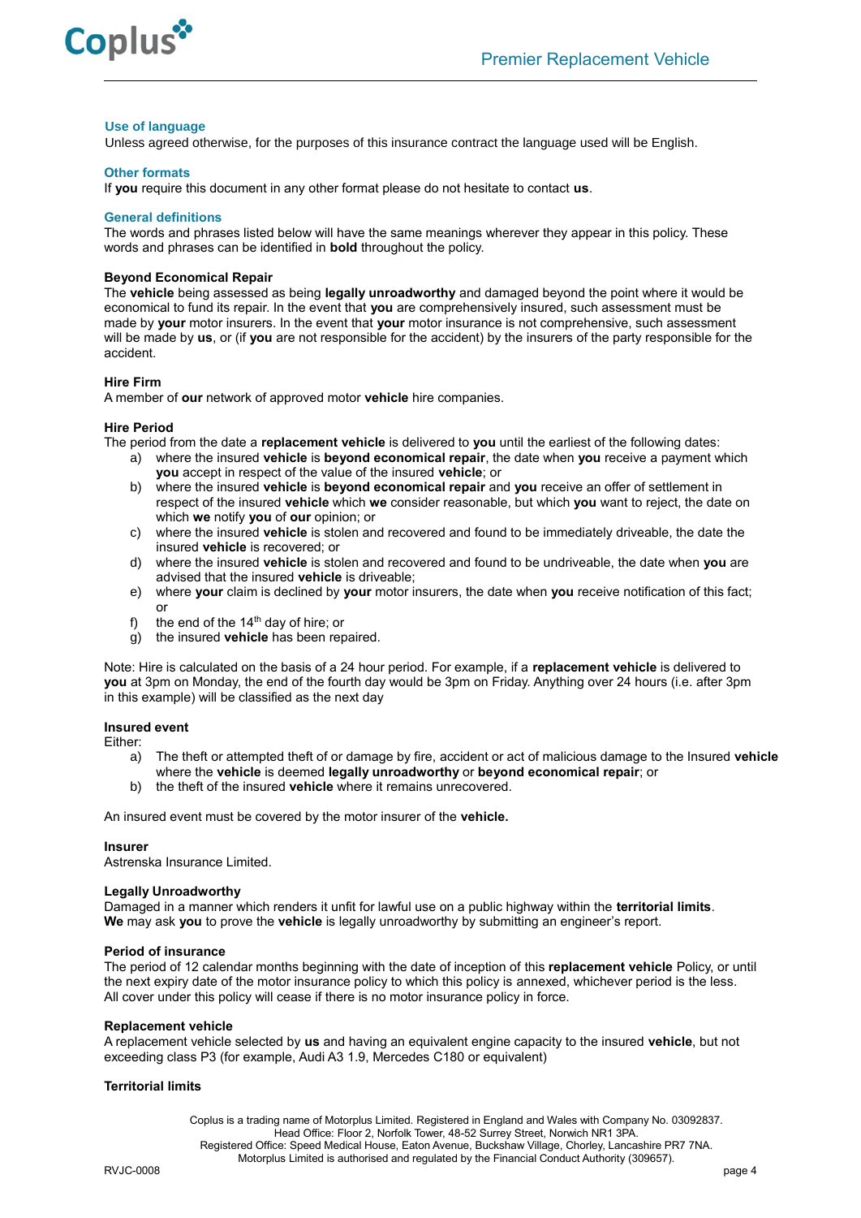### Use of language

Unless agreed otherwise, for the purposes of this insurance contract the language used will be English.

### Other formats

If **you** require this document in any other format please do not hesitate to contact **us**.

### General definitions

The words and phrases listed below will have the same meanings wherever they appear in this policy. These words and phrases can be identified in **bold** throughout the policy.

**Beyond Economical Repair**

The **vehicle** being assessed as being **legally unroadworthy** and damaged beyond the point where it would be economical to fund its repair. In the event that **you** are comprehensively insured, such assessment must be made by **your** motor insurers. In the event that **your** motor insurance is not comprehensive, such assessment will be made by **us**, or (if **you** are not responsible for the accident) by the insurers of the party responsible for the accident.

**Hire Firm**

A member of **our** network of approved motor **vehicle** hire companies.

**Hire Period**

The period from the date a **replacement vehicle** is delivered to **you** until the earliest of the following dates:

a) where the insured **vehicle** is **beyond economical repair**, the date when **you** receive a payment which **you** accept in respect of the value of the insured **vehicle**; or
b) where the insured **vehicle** is **beyond economical repair** and **you** receive an offer of settlement in respect of the insured **vehicle** which **we** consider reasonable, but which **you** want to reject, the date on which **we** notify **you** of **our** opinion; or
c) where the insured **vehicle** is stolen and recovered and found to be immediately driveable, the date the insured **vehicle** is recovered; or
d) where the insured **vehicle** is stolen and recovered and found to be undriveable, the date when **you** are advised that the insured **vehicle** is driveable;
e) where **your** claim is declined by **your** motor insurers, the date when **you** receive notification of this fact; or
f) the end of the 14th day of hire; or
g) the insured **vehicle** has been repaired.

Note: Hire is calculated on the basis of a 24 hour period. For example, if a **replacement vehicle** is delivered to **you** at 3pm on Monday, the end of the fourth day would be 3pm on Friday. Anything over 24 hours (i.e. after 3pm in this example) will be classified as the next day

**Insured event**

Either:

a) The theft or attempted theft of or damage by fire, accident or act of malicious damage to the Insured **vehicle** where the **vehicle** is deemed **legally unroadworthy** or **beyond economical repair**; or
b) the theft of the insured **vehicle** where it remains unrecovered.

An insured event must be covered by the motor insurer of the **vehicle.**

**Insurer**

Astrenska Insurance Limited.

**Legally Unroadworthy**

Damaged in a manner which renders it unfit for lawful use on a public highway within the **territorial limits**.
**We** may ask **you** to prove the **vehicle** is legally unroadworthy by submitting an engineer's report.

**Period of insurance**

The period of 12 calendar months beginning with the date of inception of this **replacement vehicle** Policy, or until the next expiry date of the motor insurance policy to which this policy is annexed, whichever period is the less. All cover under this policy will cease if there is no motor insurance policy in force.

**Replacement vehicle**

A replacement vehicle selected by **us** and having an equivalent engine capacity to the insured **vehicle**, but not exceeding class P3 (for example, Audi A3 1.9, Mercedes C180 or equivalent)

**Territorial limits**

Coplus is a trading name of Motorplus Limited. Registered in England and Wales with Company No. 03092837. Head Office: Floor 2, Norfolk Tower, 48-52 Surrey Street, Norwich NR1 3PA. Registered Office: Speed Medical House, Eaton Avenue, Buckshaw Village, Chorley, Lancashire PR7 7NA. Motorplus Limited is authorised and regulated by the Financial Conduct Authority (309657).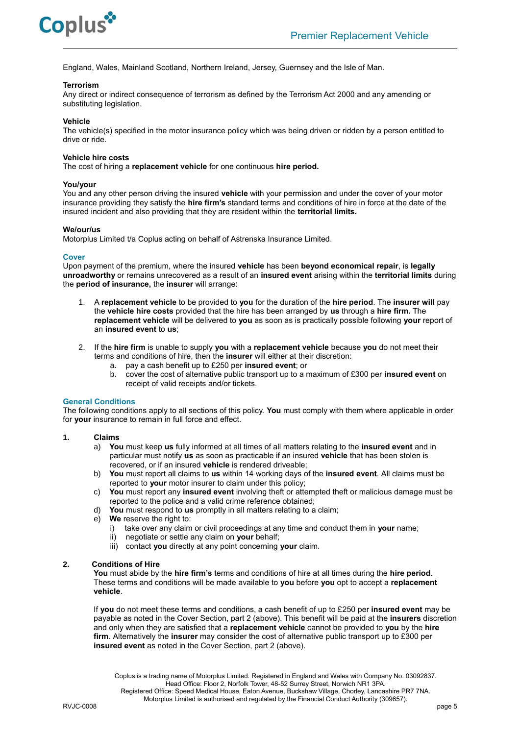England, Wales, Mainland Scotland, Northern Ireland, Jersey, Guernsey and the Isle of Man.

**Terrorism**
Any direct or indirect consequence of terrorism as defined by the Terrorism Act 2000 and any amending or substituting legislation.

**Vehicle**
The vehicle(s) specified in the motor insurance policy which was being driven or ridden by a person entitled to drive or ride.

**Vehicle hire costs**
The cost of hiring a **replacement vehicle** for one continuous **hire period.**

**You/your**
You and any other person driving the insured **vehicle** with your permission and under the cover of your motor insurance providing they satisfy the **hire firm's** standard terms and conditions of hire in force at the date of the insured incident and also providing that they are resident within the **territorial limits.**

**We/our/us**
Motorplus Limited t/a Coplus acting on behalf of Astrenska Insurance Limited.

## Cover

Upon payment of the premium, where the insured **vehicle** has been **beyond economical repair**, is **legally unroadworthy** or remains unrecovered as a result of an **insured event** arising within the **territorial limits** during the **period of insurance,** the **insurer** will arrange:

1. A **replacement vehicle** to be provided to **you** for the duration of the **hire period**. The **insurer will** pay the **vehicle hire costs** provided that the hire has been arranged by **us** through a **hire firm.** The **replacement vehicle** will be delivered to **you** as soon as is practically possible following **your** report of an **insured event** to **us**;

2. If the **hire firm** is unable to supply **you** with a **replacement vehicle** because **you** do not meet their terms and conditions of hire, then the **insurer** will either at their discretion:
   a. pay a cash benefit up to £250 per **insured event**; or
   b. cover the cost of alternative public transport up to a maximum of £300 per **insured event** on receipt of valid receipts and/or tickets.

## General Conditions

The following conditions apply to all sections of this policy. **You** must comply with them where applicable in order for **your** insurance to remain in full force and effect.

**1. Claims**

a) **You** must keep **us** fully informed at all times of all matters relating to the **insured event** and in particular must notify **us** as soon as practicable if an insured **vehicle** that has been stolen is recovered, or if an insured **vehicle** is rendered driveable;
b) **You** must report all claims to **us** within 14 working days of the **insured event**. All claims must be reported to **your** motor insurer to claim under this policy;
c) **You** must report any **insured event** involving theft or attempted theft or malicious damage must be reported to the police and a valid crime reference obtained;
d) **You** must respond to **us** promptly in all matters relating to a claim;
e) **We** reserve the right to:
   i) take over any claim or civil proceedings at any time and conduct them in **your** name;
   ii) negotiate or settle any claim on **your** behalf;
   iii) contact **you** directly at any point concerning **your** claim.

**2. Conditions of Hire**

**You** must abide by the **hire firm's** terms and conditions of hire at all times during the **hire period**. These terms and conditions will be made available to **you** before **you** opt to accept a **replacement vehicle**.

If **you** do not meet these terms and conditions, a cash benefit of up to £250 per **insured event** may be payable as noted in the Cover Section, part 2 (above). This benefit will be paid at the **insurers** discretion and only when they are satisfied that a **replacement vehicle** cannot be provided to **you** by the **hire firm**. Alternatively the **insurer** may consider the cost of alternative public transport up to £300 per **insured event** as noted in the Cover Section, part 2 (above).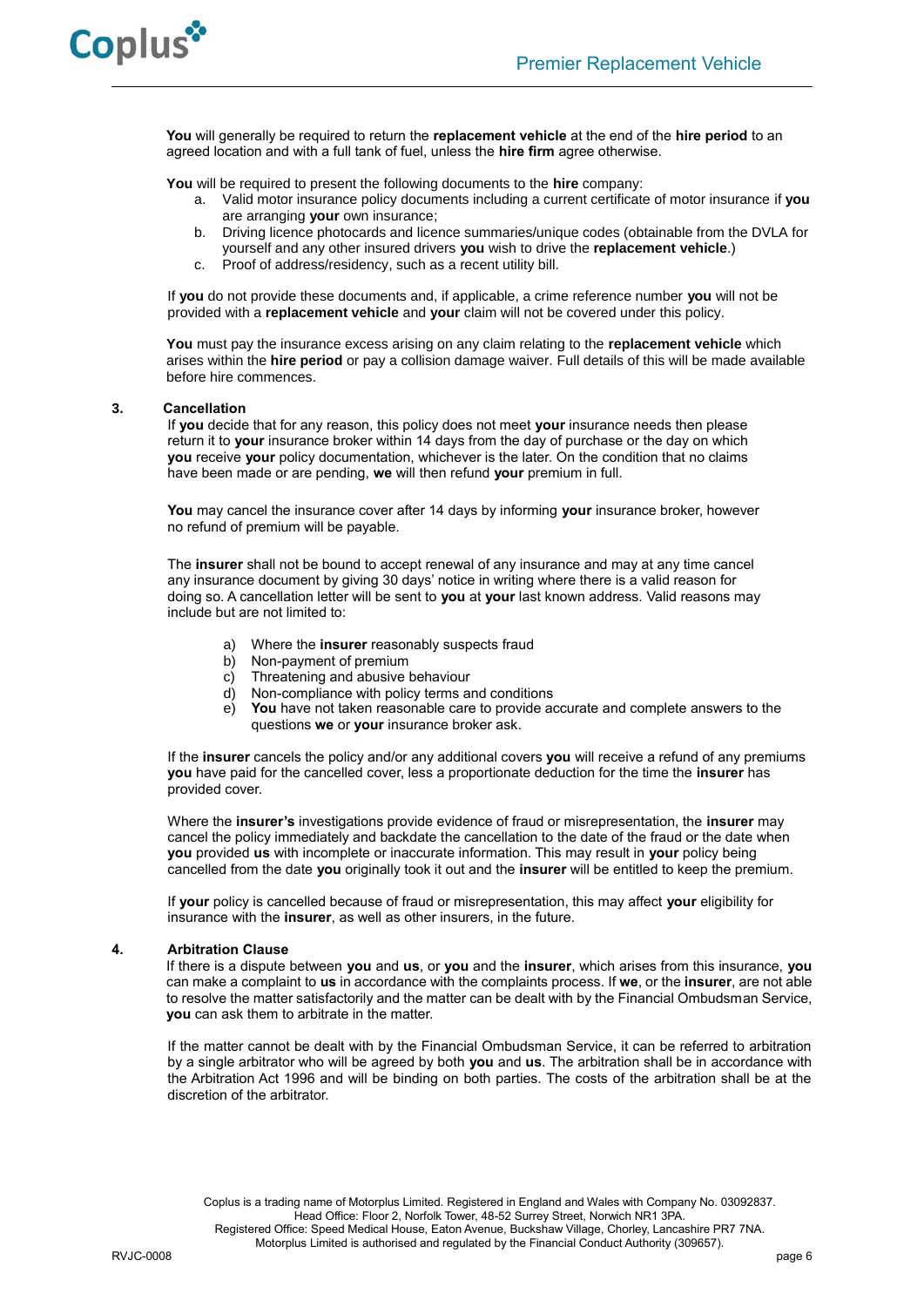**You** will generally be required to return the **replacement vehicle** at the end of the **hire period** to an agreed location and with a full tank of fuel, unless the **hire firm** agree otherwise.

**You** will be required to present the following documents to the **hire** company:

a. Valid motor insurance policy documents including a current certificate of motor insurance if **you** are arranging **your** own insurance;
b. Driving licence photocards and licence summaries/unique codes (obtainable from the DVLA for yourself and any other insured drivers **you** wish to drive the **replacement vehicle**.)
c. Proof of address/residency, such as a recent utility bill.

If **you** do not provide these documents and, if applicable, a crime reference number **you** will not be provided with a **replacement vehicle** and **your** claim will not be covered under this policy.

**You** must pay the insurance excess arising on any claim relating to the **replacement vehicle** which arises within the **hire period** or pay a collision damage waiver. Full details of this will be made available before hire commences.

### 3. Cancellation

If **you** decide that for any reason, this policy does not meet **your** insurance needs then please return it to **your** insurance broker within 14 days from the day of purchase or the day on which **you** receive **your** policy documentation, whichever is the later. On the condition that no claims have been made or are pending, **we** will then refund **your** premium in full.

**You** may cancel the insurance cover after 14 days by informing **your** insurance broker, however no refund of premium will be payable.

The **insurer** shall not be bound to accept renewal of any insurance and may at any time cancel any insurance document by giving 30 days' notice in writing where there is a valid reason for doing so. A cancellation letter will be sent to **you** at **your** last known address. Valid reasons may include but are not limited to:

a) Where the **insurer** reasonably suspects fraud
b) Non-payment of premium
c) Threatening and abusive behaviour
d) Non-compliance with policy terms and conditions
e) **You** have not taken reasonable care to provide accurate and complete answers to the questions **we** or **your** insurance broker ask.

If the **insurer** cancels the policy and/or any additional covers **you** will receive a refund of any premiums **you** have paid for the cancelled cover, less a proportionate deduction for the time the **insurer** has provided cover.

Where the **insurer's** investigations provide evidence of fraud or misrepresentation, the **insurer** may cancel the policy immediately and backdate the cancellation to the date of the fraud or the date when **you** provided **us** with incomplete or inaccurate information. This may result in **your** policy being cancelled from the date **you** originally took it out and the **insurer** will be entitled to keep the premium.

If **your** policy is cancelled because of fraud or misrepresentation, this may affect **your** eligibility for insurance with the **insurer**, as well as other insurers, in the future.

### 4. Arbitration Clause

If there is a dispute between **you** and **us**, or **you** and the **insurer**, which arises from this insurance, **you** can make a complaint to **us** in accordance with the complaints process. If **we**, or the **insurer**, are not able to resolve the matter satisfactorily and the matter can be dealt with by the Financial Ombudsman Service, **you** can ask them to arbitrate in the matter.

If the matter cannot be dealt with by the Financial Ombudsman Service, it can be referred to arbitration by a single arbitrator who will be agreed by both **you** and **us**. The arbitration shall be in accordance with the Arbitration Act 1996 and will be binding on both parties. The costs of the arbitration shall be at the discretion of the arbitrator.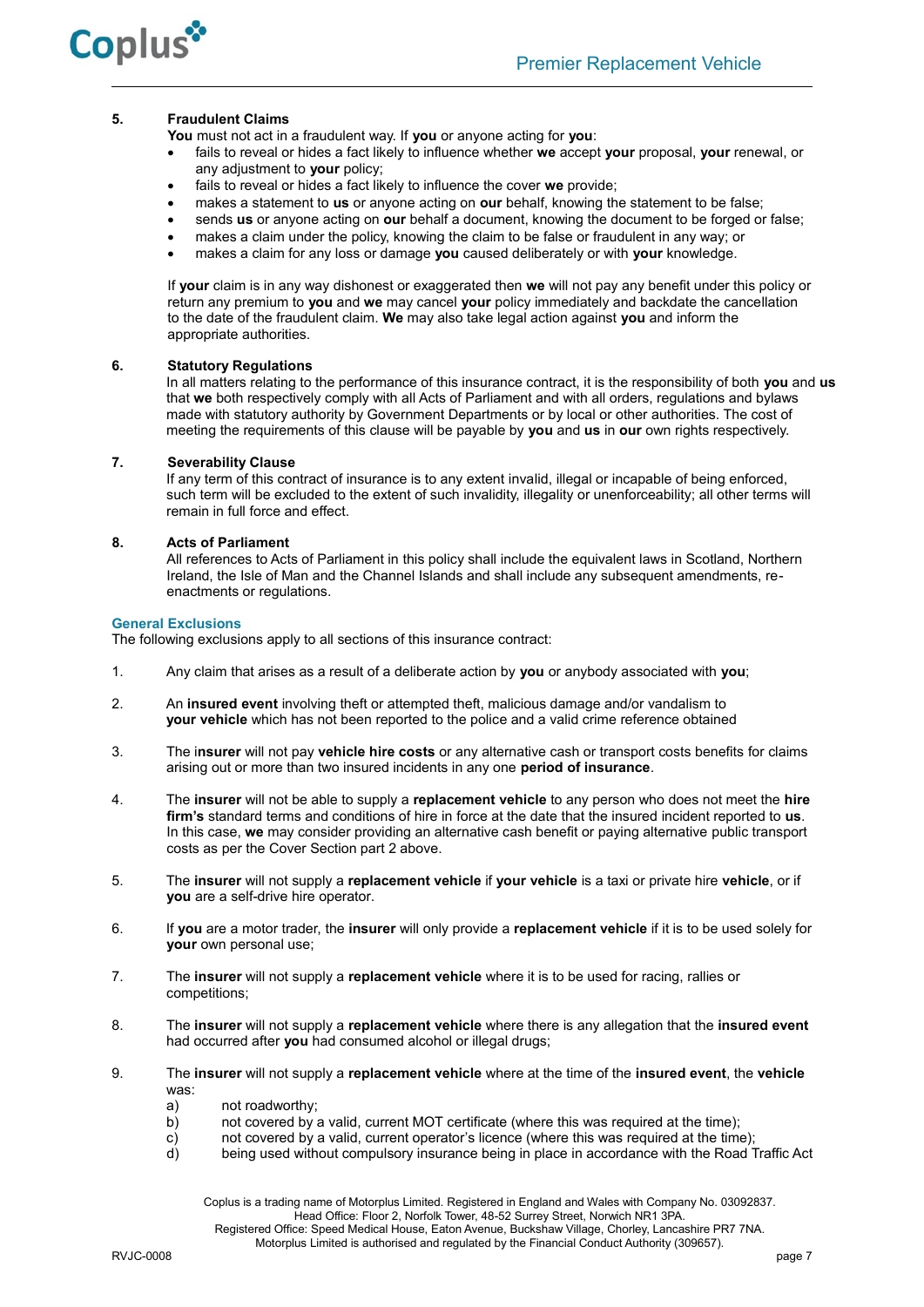**5. Fraudulent Claims**

**You** must not act in a fraudulent way. If **you** or anyone acting for **you**:

- fails to reveal or hides a fact likely to influence whether **we** accept **your** proposal, **your** renewal, or any adjustment to **your** policy;
- fails to reveal or hides a fact likely to influence the cover **we** provide;
- makes a statement to **us** or anyone acting on **our** behalf, knowing the statement to be false;
- sends **us** or anyone acting on **our** behalf a document, knowing the document to be forged or false;
- makes a claim under the policy, knowing the claim to be false or fraudulent in any way; or
- makes a claim for any loss or damage **you** caused deliberately or with **your** knowledge.

If **your** claim is in any way dishonest or exaggerated then **we** will not pay any benefit under this policy or return any premium to **you** and **we** may cancel **your** policy immediately and backdate the cancellation to the date of the fraudulent claim. **We** may also take legal action against **you** and inform the appropriate authorities.

**6. Statutory Regulations**

In all matters relating to the performance of this insurance contract, it is the responsibility of both **you** and **us** that **we** both respectively comply with all Acts of Parliament and with all orders, regulations and bylaws made with statutory authority by Government Departments or by local or other authorities. The cost of meeting the requirements of this clause will be payable by **you** and **us** in **our** own rights respectively.

**7. Severability Clause**

If any term of this contract of insurance is to any extent invalid, illegal or incapable of being enforced, such term will be excluded to the extent of such invalidity, illegality or unenforceability; all other terms will remain in full force and effect.

**8. Acts of Parliament**

All references to Acts of Parliament in this policy shall include the equivalent laws in Scotland, Northern Ireland, the Isle of Man and the Channel Islands and shall include any subsequent amendments, re-enactments or regulations.

## General Exclusions

The following exclusions apply to all sections of this insurance contract:

1. Any claim that arises as a result of a deliberate action by **you** or anybody associated with **you**;

2. An **insured event** involving theft or attempted theft, malicious damage and/or vandalism to **your vehicle** which has not been reported to the police and a valid crime reference obtained

3. The i**nsurer** will not pay **vehicle hire costs** or any alternative cash or transport costs benefits for claims arising out or more than two insured incidents in any one **period of insurance**.

4. The **insurer** will not be able to supply a **replacement vehicle** to any person who does not meet the **hire firm's** standard terms and conditions of hire in force at the date that the insured incident reported to **us**. In this case, **we** may consider providing an alternative cash benefit or paying alternative public transport costs as per the Cover Section part 2 above.

5. The **insurer** will not supply a **replacement vehicle** if **your vehicle** is a taxi or private hire **vehicle**, or if **you** are a self-drive hire operator.

6. If **you** are a motor trader, the **insurer** will only provide a **replacement vehicle** if it is to be used solely for **your** own personal use;

7. The **insurer** will not supply a **replacement vehicle** where it is to be used for racing, rallies or competitions;

8. The **insurer** will not supply a **replacement vehicle** where there is any allegation that the **insured event** had occurred after **you** had consumed alcohol or illegal drugs;

9. The **insurer** will not supply a **replacement vehicle** where at the time of the **insured event**, the **vehicle** was:
   a) not roadworthy;
   b) not covered by a valid, current MOT certificate (where this was required at the time);
   c) not covered by a valid, current operator's licence (where this was required at the time);
   d) being used without compulsory insurance being in place in accordance with the Road Traffic Act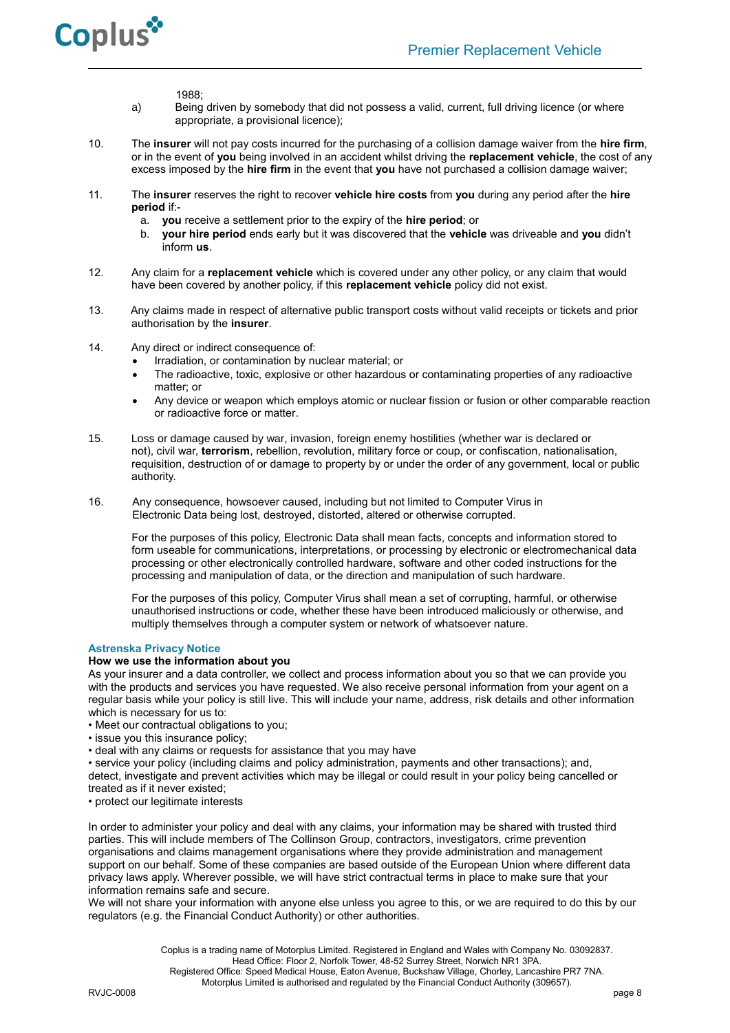1988;

a) Being driven by somebody that did not possess a valid, current, full driving licence (or where appropriate, a provisional licence);

10. The **insurer** will not pay costs incurred for the purchasing of a collision damage waiver from the **hire firm**, or in the event of **you** being involved in an accident whilst driving the **replacement vehicle**, the cost of any excess imposed by the **hire firm** in the event that **you** have not purchased a collision damage waiver;

11. The **insurer** reserves the right to recover **vehicle hire costs** from **you** during any period after the **hire period** if:-
    a. **you** receive a settlement prior to the expiry of the **hire period**; or
    b. **your hire period** ends early but it was discovered that the **vehicle** was driveable and **you** didn't inform **us**.

12. Any claim for a **replacement vehicle** which is covered under any other policy, or any claim that would have been covered by another policy, if this **replacement vehicle** policy did not exist.

13. Any claims made in respect of alternative public transport costs without valid receipts or tickets and prior authorisation by the **insurer**.

14. Any direct or indirect consequence of:
    - Irradiation, or contamination by nuclear material; or
    - The radioactive, toxic, explosive or other hazardous or contaminating properties of any radioactive matter; or
    - Any device or weapon which employs atomic or nuclear fission or fusion or other comparable reaction or radioactive force or matter.

15. Loss or damage caused by war, invasion, foreign enemy hostilities (whether war is declared or not), civil war, **terrorism**, rebellion, revolution, military force or coup, or confiscation, nationalisation, requisition, destruction of or damage to property by or under the order of any government, local or public authority.

16. Any consequence, howsoever caused, including but not limited to Computer Virus in Electronic Data being lost, destroyed, distorted, altered or otherwise corrupted.

    For the purposes of this policy, Electronic Data shall mean facts, concepts and information stored to form useable for communications, interpretations, or processing by electronic or electromechanical data processing or other electronically controlled hardware, software and other coded instructions for the processing and manipulation of data, or the direction and manipulation of such hardware.

    For the purposes of this policy, Computer Virus shall mean a set of corrupting, harmful, or otherwise unauthorised instructions or code, whether these have been introduced maliciously or otherwise, and multiply themselves through a computer system or network of whatsoever nature.

## Astrenska Privacy Notice

**How we use the information about you**

As your insurer and a data controller, we collect and process information about you so that we can provide you with the products and services you have requested. We also receive personal information from your agent on a regular basis while your policy is still live. This will include your name, address, risk details and other information which is necessary for us to:

- Meet our contractual obligations to you;
- issue you this insurance policy;
- deal with any claims or requests for assistance that you may have
- service your policy (including claims and policy administration, payments and other transactions); and, detect, investigate and prevent activities which may be illegal or could result in your policy being cancelled or treated as if it never existed;
- protect our legitimate interests

In order to administer your policy and deal with any claims, your information may be shared with trusted third parties. This will include members of The Collinson Group, contractors, investigators, crime prevention organisations and claims management organisations where they provide administration and management support on our behalf. Some of these companies are based outside of the European Union where different data privacy laws apply. Wherever possible, we will have strict contractual terms in place to make sure that your information remains safe and secure.

We will not share your information with anyone else unless you agree to this, or we are required to do this by our regulators (e.g. the Financial Conduct Authority) or other authorities.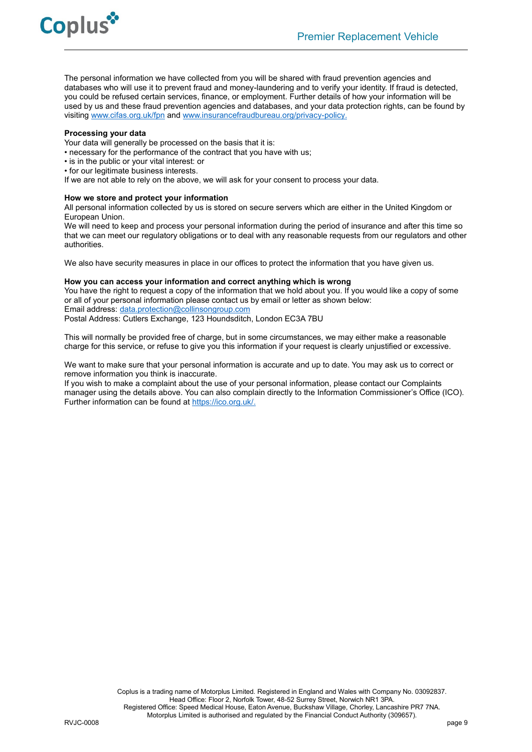The personal information we have collected from you will be shared with fraud prevention agencies and databases who will use it to prevent fraud and money-laundering and to verify your identity. If fraud is detected, you could be refused certain services, finance, or employment. Further details of how your information will be used by us and these fraud prevention agencies and databases, and your data protection rights, can be found by visiting www.cifas.org.uk/fpn and www.insurancefraudbureau.org/privacy-policy.

**Processing your data**

Your data will generally be processed on the basis that it is:

- necessary for the performance of the contract that you have with us;
- is in the public or your vital interest: or
- for our legitimate business interests.

If we are not able to rely on the above, we will ask for your consent to process your data.

**How we store and protect your information**

All personal information collected by us is stored on secure servers which are either in the United Kingdom or European Union.

We will need to keep and process your personal information during the period of insurance and after this time so that we can meet our regulatory obligations or to deal with any reasonable requests from our regulators and other authorities.

We also have security measures in place in our offices to protect the information that you have given us.

**How you can access your information and correct anything which is wrong**

You have the right to request a copy of the information that we hold about you. If you would like a copy of some or all of your personal information please contact us by email or letter as shown below:

Email address: data.protection@collinsongroup.com

Postal Address: Cutlers Exchange, 123 Houndsditch, London EC3A 7BU

This will normally be provided free of charge, but in some circumstances, we may either make a reasonable charge for this service, or refuse to give you this information if your request is clearly unjustified or excessive.

We want to make sure that your personal information is accurate and up to date. You may ask us to correct or remove information you think is inaccurate.

If you wish to make a complaint about the use of your personal information, please contact our Complaints manager using the details above. You can also complain directly to the Information Commissioner's Office (ICO). Further information can be found at https://ico.org.uk/.

Coplus is a trading name of Motorplus Limited. Registered in England and Wales with Company No. 03092837.
Head Office: Floor 2, Norfolk Tower, 48-52 Surrey Street, Norwich NR1 3PA.
Registered Office: Speed Medical House, Eaton Avenue, Buckshaw Village, Chorley, Lancashire PR7 7NA.
Motorplus Limited is authorised and regulated by the Financial Conduct Authority (309657).